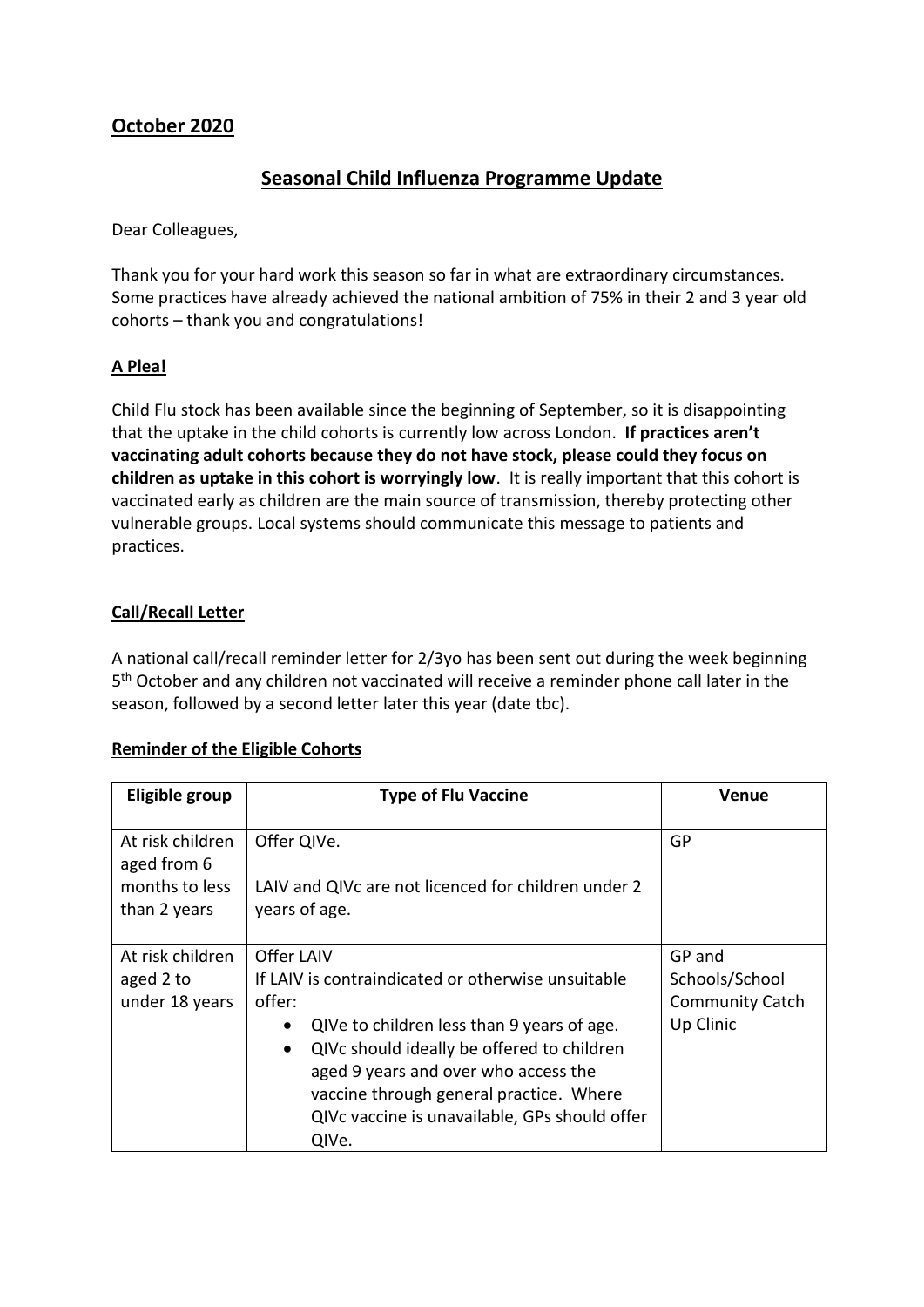## October 2020

# Seasonal Child Influenza Programme Update

Dear Colleagues,

Thank you for your hard work this season so far in what are extraordinary circumstances. Some practices have already achieved the national ambition of 75% in their 2 and 3 year old cohorts – thank you and congratulations!

### A Plea!

Child Flu stock has been available since the beginning of September, so it is disappointing that the uptake in the child cohorts is currently low across London. **If practices aren't vaccinating adult cohorts because they do not have stock, please could they focus on children as uptake in this cohort is worryingly low**. It is really important that this cohort is vaccinated early as children are the main source of transmission, thereby protecting other vulnerable groups. Local systems should communicate this message to patients and practices.

### Call/Recall Letter

A national call/recall reminder letter for 2/3yo has been sent out during the week beginning 5th October and any children not vaccinated will receive a reminder phone call later in the season, followed by a second letter later this year (date tbc).

### Reminder of the Eligible Cohorts

| Eligible group | Type of Flu Vaccine | Venue |
|---|---|---|
| At risk children aged from 6 months to less than 2 years | Offer QIVe.<br><br>LAIV and QIVc are not licenced for children under 2 years of age. | GP |
| At risk children aged 2 to under 18 years | Offer LAIV<br>If LAIV is contraindicated or otherwise unsuitable offer:<br>• QIVe to children less than 9 years of age.<br>• QIVc should ideally be offered to children aged 9 years and over who access the vaccine through general practice. Where QIVc vaccine is unavailable, GPs should offer QIVe. | GP and Schools/School Community Catch Up Clinic |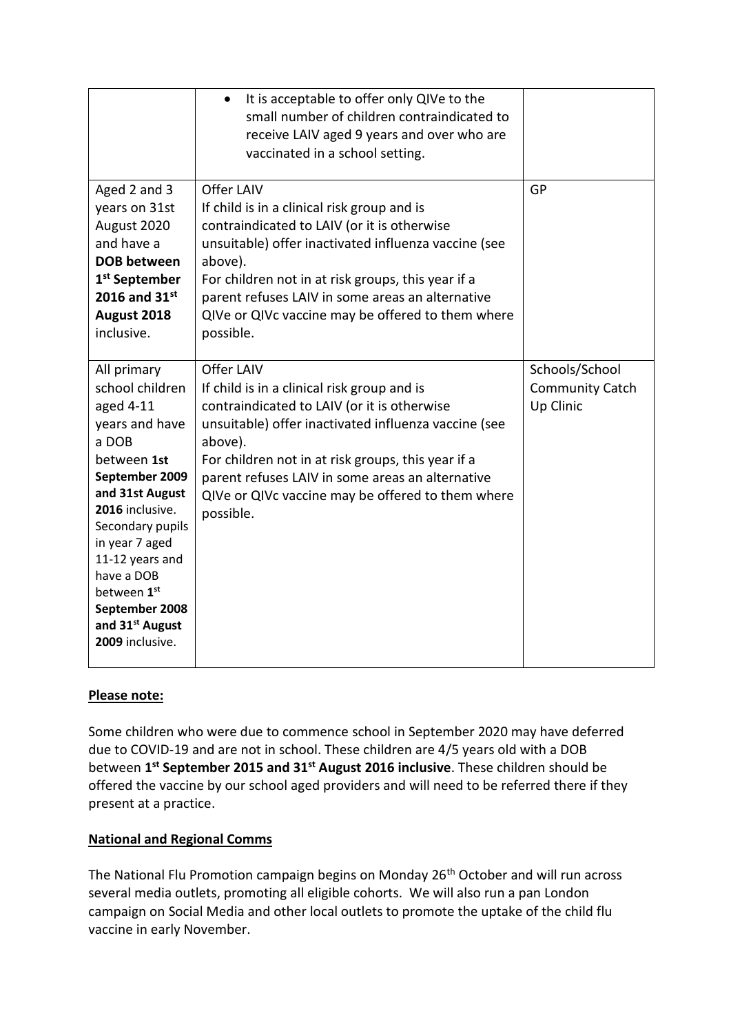| | | |
|---|---|---|
| | • It is acceptable to offer only QIVe to the small number of children contraindicated to receive LAIV aged 9 years and over who are vaccinated in a school setting. | |
| Aged 2 and 3 years on 31st August 2020 and have a **DOB between 1st September 2016 and 31st August 2018** inclusive. | Offer LAIV<br>If child is in a clinical risk group and is contraindicated to LAIV (or it is otherwise unsuitable) offer inactivated influenza vaccine (see above).<br>For children not in at risk groups, this year if a parent refuses LAIV in some areas an alternative QIVe or QIVc vaccine may be offered to them where possible. | GP |
| All primary school children aged 4-11 years and have a DOB between **1st September 2009 and 31st August 2016** inclusive. Secondary pupils in year 7 aged 11-12 years and have a DOB between **1st September 2008 and 31st August 2009** inclusive. | Offer LAIV<br>If child is in a clinical risk group and is contraindicated to LAIV (or it is otherwise unsuitable) offer inactivated influenza vaccine (see above).<br>For children not in at risk groups, this year if a parent refuses LAIV in some areas an alternative QIVe or QIVc vaccine may be offered to them where possible. | Schools/School Community Catch Up Clinic |

**Please note:**

Some children who were due to commence school in September 2020 may have deferred due to COVID-19 and are not in school. These children are 4/5 years old with a DOB between **1st September 2015 and 31st August 2016 inclusive**. These children should be offered the vaccine by our school aged providers and will need to be referred there if they present at a practice.

**National and Regional Comms**

The National Flu Promotion campaign begins on Monday 26th October and will run across several media outlets, promoting all eligible cohorts. We will also run a pan London campaign on Social Media and other local outlets to promote the uptake of the child flu vaccine in early November.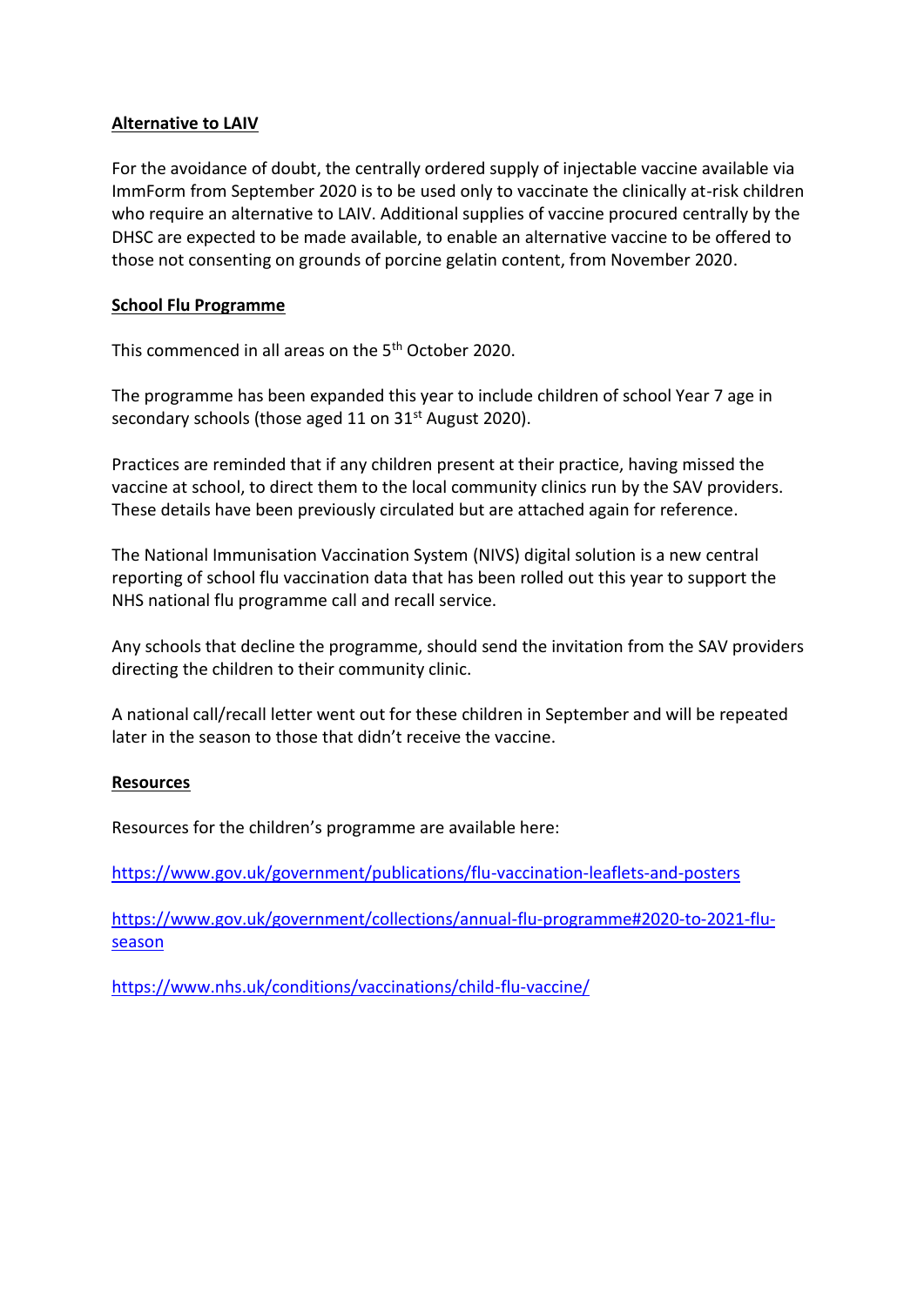**Alternative to LAIV**

For the avoidance of doubt, the centrally ordered supply of injectable vaccine available via ImmForm from September 2020 is to be used only to vaccinate the clinically at-risk children who require an alternative to LAIV. Additional supplies of vaccine procured centrally by the DHSC are expected to be made available, to enable an alternative vaccine to be offered to those not consenting on grounds of porcine gelatin content, from November 2020.

**School Flu Programme**

This commenced in all areas on the 5th October 2020.

The programme has been expanded this year to include children of school Year 7 age in secondary schools (those aged 11 on 31st August 2020).

Practices are reminded that if any children present at their practice, having missed the vaccine at school, to direct them to the local community clinics run by the SAV providers. These details have been previously circulated but are attached again for reference.

The National Immunisation Vaccination System (NIVS) digital solution is a new central reporting of school flu vaccination data that has been rolled out this year to support the NHS national flu programme call and recall service.

Any schools that decline the programme, should send the invitation from the SAV providers directing the children to their community clinic.

A national call/recall letter went out for these children in September and will be repeated later in the season to those that didn't receive the vaccine.

**Resources**

Resources for the children's programme are available here:

https://www.gov.uk/government/publications/flu-vaccination-leaflets-and-posters

https://www.gov.uk/government/collections/annual-flu-programme#2020-to-2021-flu-season

https://www.nhs.uk/conditions/vaccinations/child-flu-vaccine/